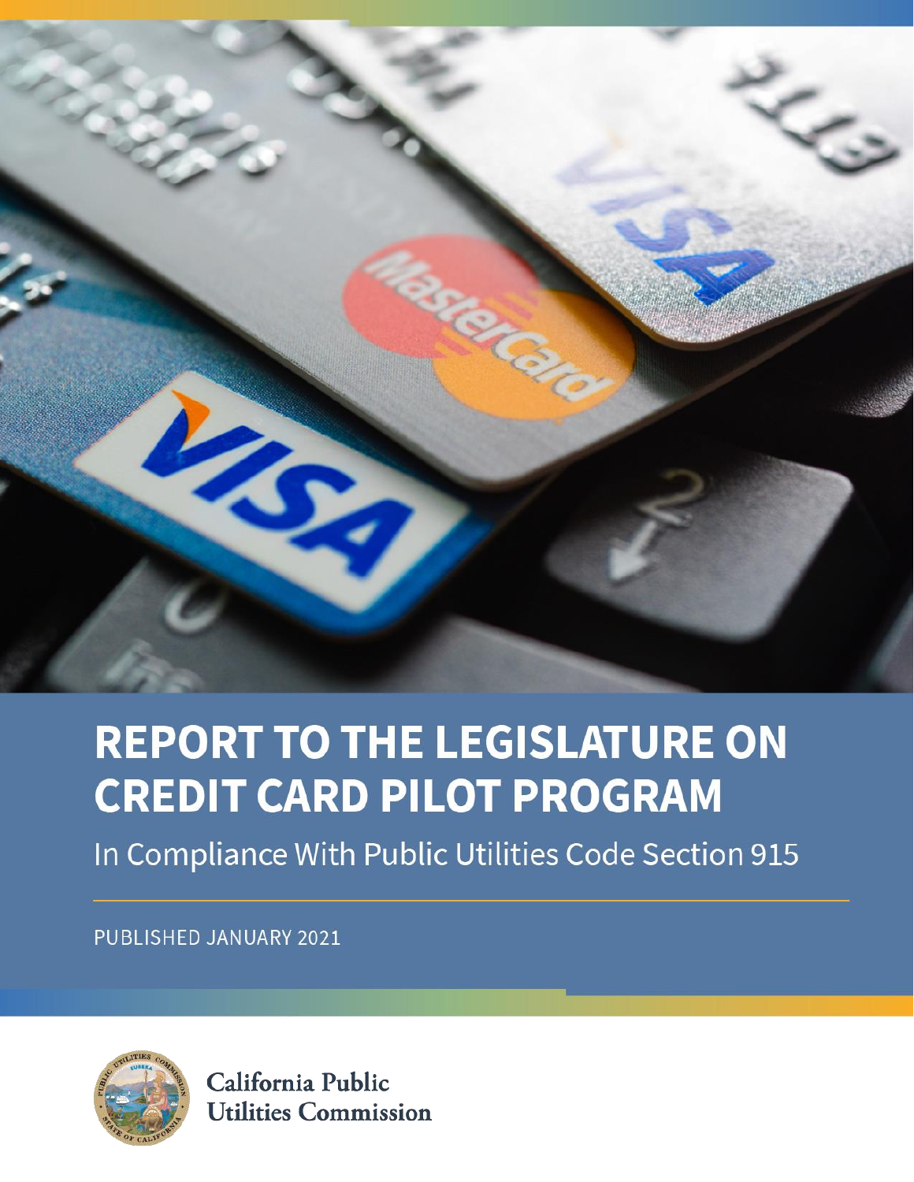# REPORT TO THE LEGISLATURE ON CREDIT CARD PILOT PROGRAM

In Compliance With Public Utilities Code Section 915

PUBLISHED JANUARY 2021

California Public Utilities Commission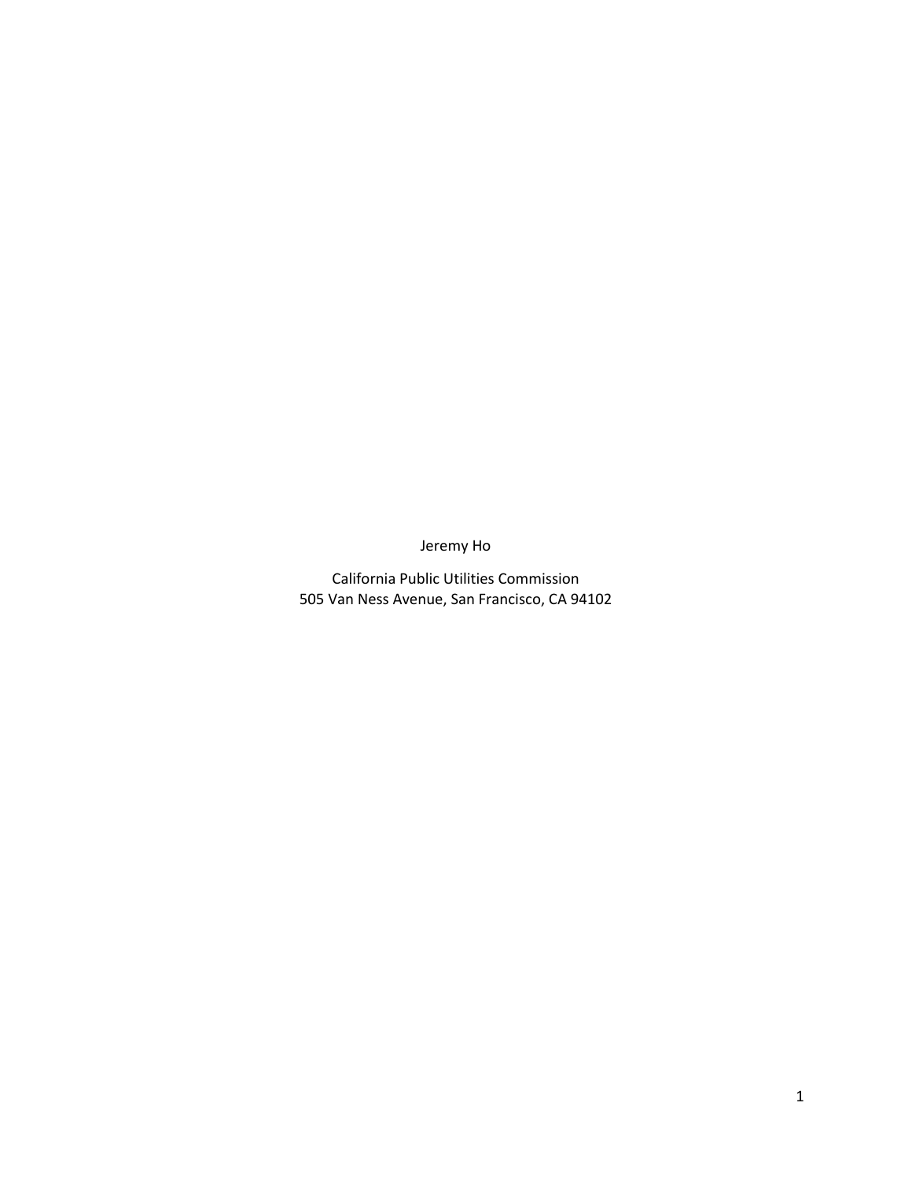Jeremy Ho

California Public Utilities Commission
505 Van Ness Avenue, San Francisco, CA 94102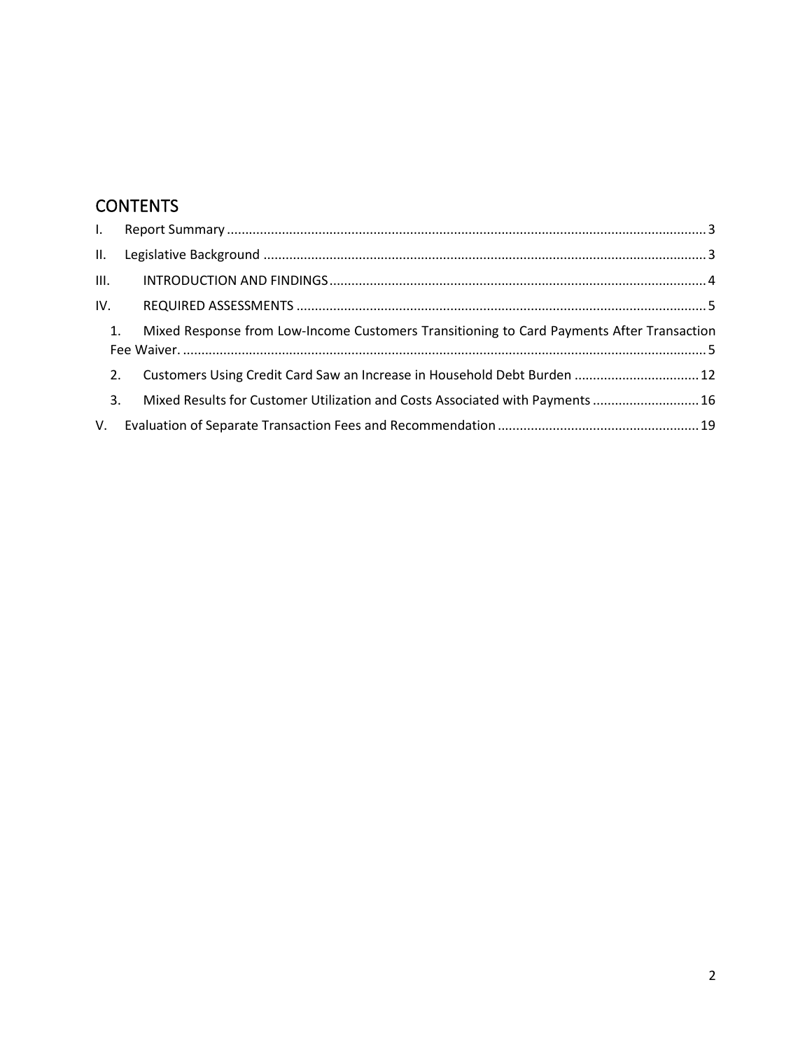## CONTENTS

I. Report Summary .......... 3

II. Legislative Background .......... 3

III. INTRODUCTION AND FINDINGS .......... 4

IV. REQUIRED ASSESSMENTS .......... 5

1. Mixed Response from Low-Income Customers Transitioning to Card Payments After Transaction Fee Waiver. .......... 5
2. Customers Using Credit Card Saw an Increase in Household Debt Burden .......... 12
3. Mixed Results for Customer Utilization and Costs Associated with Payments .......... 16

V. Evaluation of Separate Transaction Fees and Recommendation .......... 19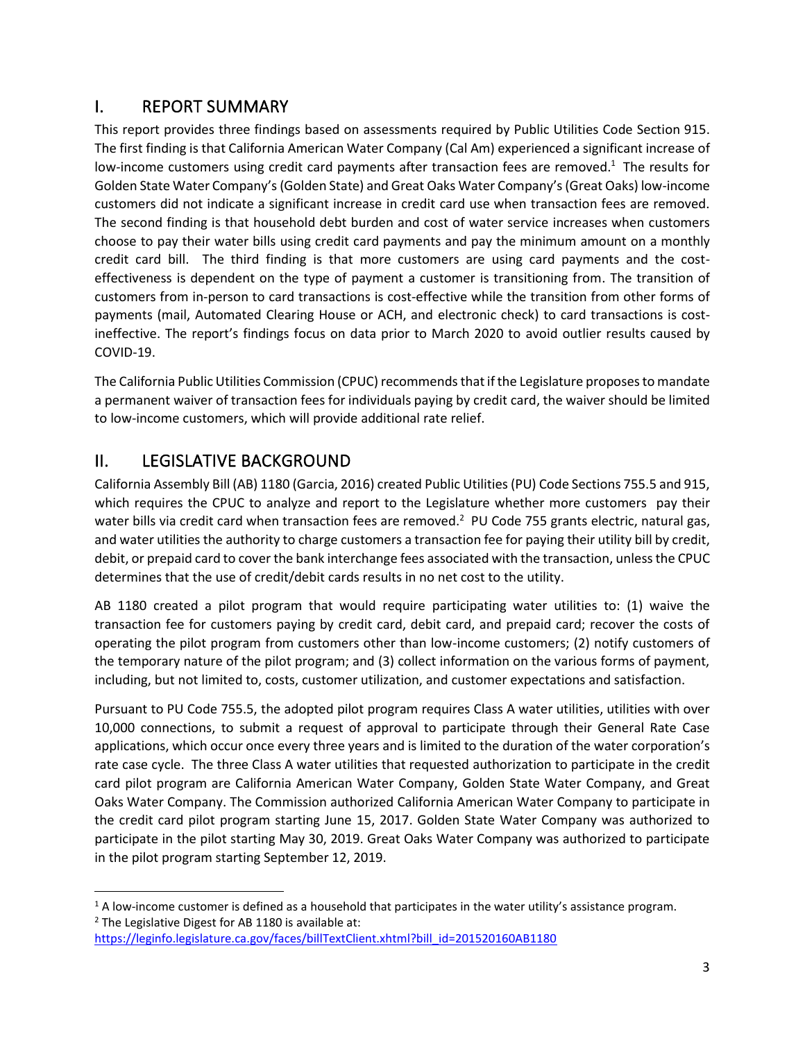## I. REPORT SUMMARY

This report provides three findings based on assessments required by Public Utilities Code Section 915. The first finding is that California American Water Company (Cal Am) experienced a significant increase of low-income customers using credit card payments after transaction fees are removed.[1] The results for Golden State Water Company's (Golden State) and Great Oaks Water Company's (Great Oaks) low-income customers did not indicate a significant increase in credit card use when transaction fees are removed. The second finding is that household debt burden and cost of water service increases when customers choose to pay their water bills using credit card payments and pay the minimum amount on a monthly credit card bill. The third finding is that more customers are using card payments and the cost-effectiveness is dependent on the type of payment a customer is transitioning from. The transition of customers from in-person to card transactions is cost-effective while the transition from other forms of payments (mail, Automated Clearing House or ACH, and electronic check) to card transactions is cost-ineffective. The report's findings focus on data prior to March 2020 to avoid outlier results caused by COVID-19.

The California Public Utilities Commission (CPUC) recommends that if the Legislature proposes to mandate a permanent waiver of transaction fees for individuals paying by credit card, the waiver should be limited to low-income customers, which will provide additional rate relief.

## II. LEGISLATIVE BACKGROUND

California Assembly Bill (AB) 1180 (Garcia, 2016) created Public Utilities (PU) Code Sections 755.5 and 915, which requires the CPUC to analyze and report to the Legislature whether more customers pay their water bills via credit card when transaction fees are removed.[2] PU Code 755 grants electric, natural gas, and water utilities the authority to charge customers a transaction fee for paying their utility bill by credit, debit, or prepaid card to cover the bank interchange fees associated with the transaction, unless the CPUC determines that the use of credit/debit cards results in no net cost to the utility.

AB 1180 created a pilot program that would require participating water utilities to: (1) waive the transaction fee for customers paying by credit card, debit card, and prepaid card; recover the costs of operating the pilot program from customers other than low-income customers; (2) notify customers of the temporary nature of the pilot program; and (3) collect information on the various forms of payment, including, but not limited to, costs, customer utilization, and customer expectations and satisfaction.

Pursuant to PU Code 755.5, the adopted pilot program requires Class A water utilities, utilities with over 10,000 connections, to submit a request of approval to participate through their General Rate Case applications, which occur once every three years and is limited to the duration of the water corporation's rate case cycle. The three Class A water utilities that requested authorization to participate in the credit card pilot program are California American Water Company, Golden State Water Company, and Great Oaks Water Company. The Commission authorized California American Water Company to participate in the credit card pilot program starting June 15, 2017. Golden State Water Company was authorized to participate in the pilot starting May 30, 2019. Great Oaks Water Company was authorized to participate in the pilot program starting September 12, 2019.

---

[1] A low-income customer is defined as a household that participates in the water utility's assistance program.

[2] The Legislative Digest for AB 1180 is available at: https://leginfo.legislature.ca.gov/faces/billTextClient.xhtml?bill_id=201520160AB1180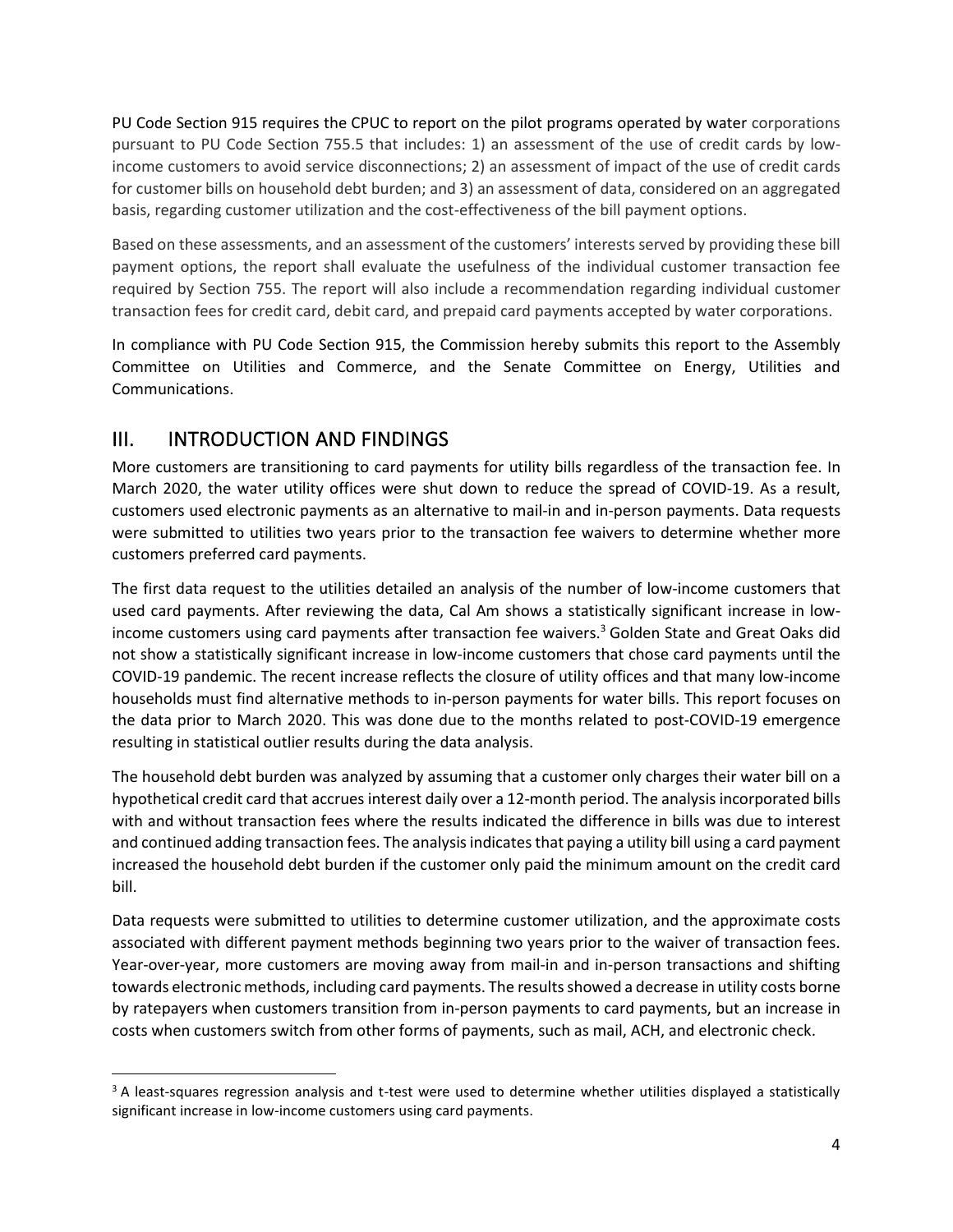PU Code Section 915 requires the CPUC to report on the pilot programs operated by water corporations pursuant to PU Code Section 755.5 that includes: 1) an assessment of the use of credit cards by low-income customers to avoid service disconnections; 2) an assessment of impact of the use of credit cards for customer bills on household debt burden; and 3) an assessment of data, considered on an aggregated basis, regarding customer utilization and the cost-effectiveness of the bill payment options.

Based on these assessments, and an assessment of the customers' interests served by providing these bill payment options, the report shall evaluate the usefulness of the individual customer transaction fee required by Section 755. The report will also include a recommendation regarding individual customer transaction fees for credit card, debit card, and prepaid card payments accepted by water corporations.

In compliance with PU Code Section 915, the Commission hereby submits this report to the Assembly Committee on Utilities and Commerce, and the Senate Committee on Energy, Utilities and Communications.

## III. INTRODUCTION AND FINDINGS

More customers are transitioning to card payments for utility bills regardless of the transaction fee. In March 2020, the water utility offices were shut down to reduce the spread of COVID-19. As a result, customers used electronic payments as an alternative to mail-in and in-person payments. Data requests were submitted to utilities two years prior to the transaction fee waivers to determine whether more customers preferred card payments.

The first data request to the utilities detailed an analysis of the number of low-income customers that used card payments. After reviewing the data, Cal Am shows a statistically significant increase in low-income customers using card payments after transaction fee waivers.[3] Golden State and Great Oaks did not show a statistically significant increase in low-income customers that chose card payments until the COVID-19 pandemic. The recent increase reflects the closure of utility offices and that many low-income households must find alternative methods to in-person payments for water bills. This report focuses on the data prior to March 2020. This was done due to the months related to post-COVID-19 emergence resulting in statistical outlier results during the data analysis.

The household debt burden was analyzed by assuming that a customer only charges their water bill on a hypothetical credit card that accrues interest daily over a 12-month period. The analysis incorporated bills with and without transaction fees where the results indicated the difference in bills was due to interest and continued adding transaction fees. The analysis indicates that paying a utility bill using a card payment increased the household debt burden if the customer only paid the minimum amount on the credit card bill.

Data requests were submitted to utilities to determine customer utilization, and the approximate costs associated with different payment methods beginning two years prior to the waiver of transaction fees. Year-over-year, more customers are moving away from mail-in and in-person transactions and shifting towards electronic methods, including card payments. The results showed a decrease in utility costs borne by ratepayers when customers transition from in-person payments to card payments, but an increase in costs when customers switch from other forms of payments, such as mail, ACH, and electronic check.

---

[3] A least-squares regression analysis and t-test were used to determine whether utilities displayed a statistically significant increase in low-income customers using card payments.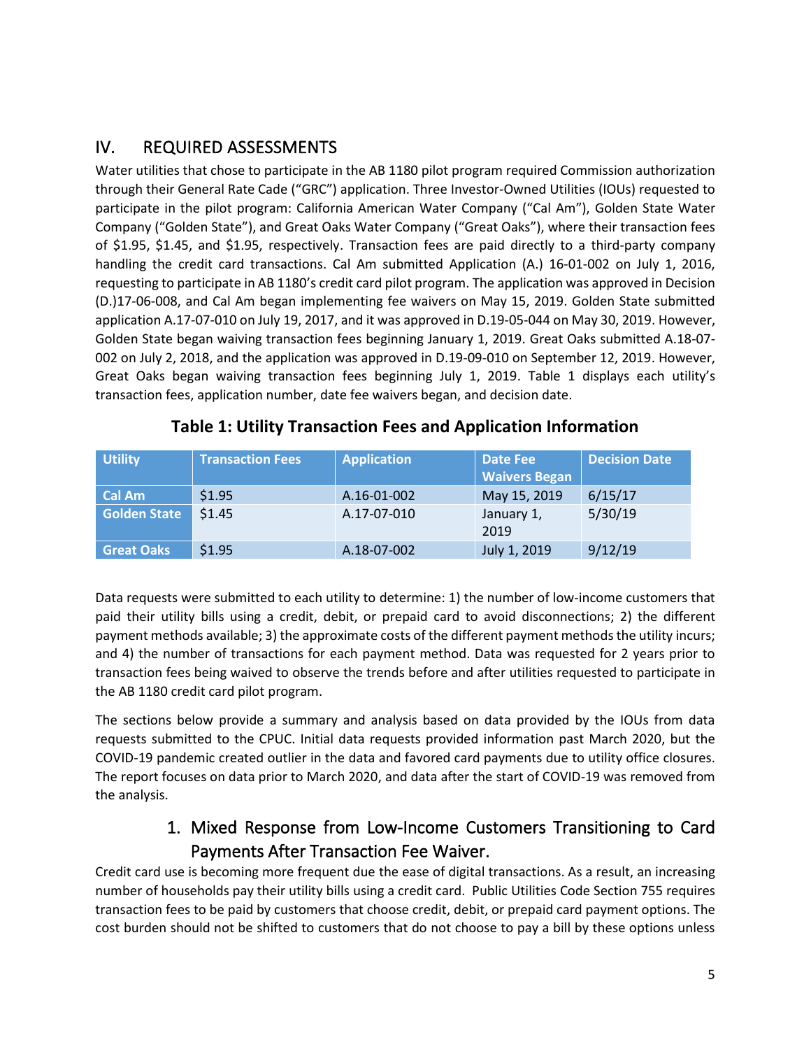## IV. REQUIRED ASSESSMENTS

Water utilities that chose to participate in the AB 1180 pilot program required Commission authorization through their General Rate Cade ("GRC") application. Three Investor-Owned Utilities (IOUs) requested to participate in the pilot program: California American Water Company ("Cal Am"), Golden State Water Company ("Golden State"), and Great Oaks Water Company ("Great Oaks"), where their transaction fees of $1.95, $1.45, and $1.95, respectively. Transaction fees are paid directly to a third-party company handling the credit card transactions. Cal Am submitted Application (A.) 16-01-002 on July 1, 2016, requesting to participate in AB 1180's credit card pilot program. The application was approved in Decision (D.)17-06-008, and Cal Am began implementing fee waivers on May 15, 2019. Golden State submitted application A.17-07-010 on July 19, 2017, and it was approved in D.19-05-044 on May 30, 2019. However, Golden State began waiving transaction fees beginning January 1, 2019. Great Oaks submitted A.18-07-002 on July 2, 2018, and the application was approved in D.19-09-010 on September 12, 2019. However, Great Oaks began waiving transaction fees beginning July 1, 2019. Table 1 displays each utility's transaction fees, application number, date fee waivers began, and decision date.

**Table 1: Utility Transaction Fees and Application Information**

| Utility | Transaction Fees | Application | Date Fee Waivers Began | Decision Date |
|---|---|---|---|---|
| Cal Am | $1.95 | A.16-01-002 | May 15, 2019 | 6/15/17 |
| Golden State | $1.45 | A.17-07-010 | January 1, 2019 | 5/30/19 |
| Great Oaks | $1.95 | A.18-07-002 | July 1, 2019 | 9/12/19 |

Data requests were submitted to each utility to determine: 1) the number of low-income customers that paid their utility bills using a credit, debit, or prepaid card to avoid disconnections; 2) the different payment methods available; 3) the approximate costs of the different payment methods the utility incurs; and 4) the number of transactions for each payment method. Data was requested for 2 years prior to transaction fees being waived to observe the trends before and after utilities requested to participate in the AB 1180 credit card pilot program.

The sections below provide a summary and analysis based on data provided by the IOUs from data requests submitted to the CPUC. Initial data requests provided information past March 2020, but the COVID-19 pandemic created outlier in the data and favored card payments due to utility office closures. The report focuses on data prior to March 2020, and data after the start of COVID-19 was removed from the analysis.

### 1. Mixed Response from Low-Income Customers Transitioning to Card Payments After Transaction Fee Waiver.

Credit card use is becoming more frequent due the ease of digital transactions. As a result, an increasing number of households pay their utility bills using a credit card. Public Utilities Code Section 755 requires transaction fees to be paid by customers that choose credit, debit, or prepaid card payment options. The cost burden should not be shifted to customers that do not choose to pay a bill by these options unless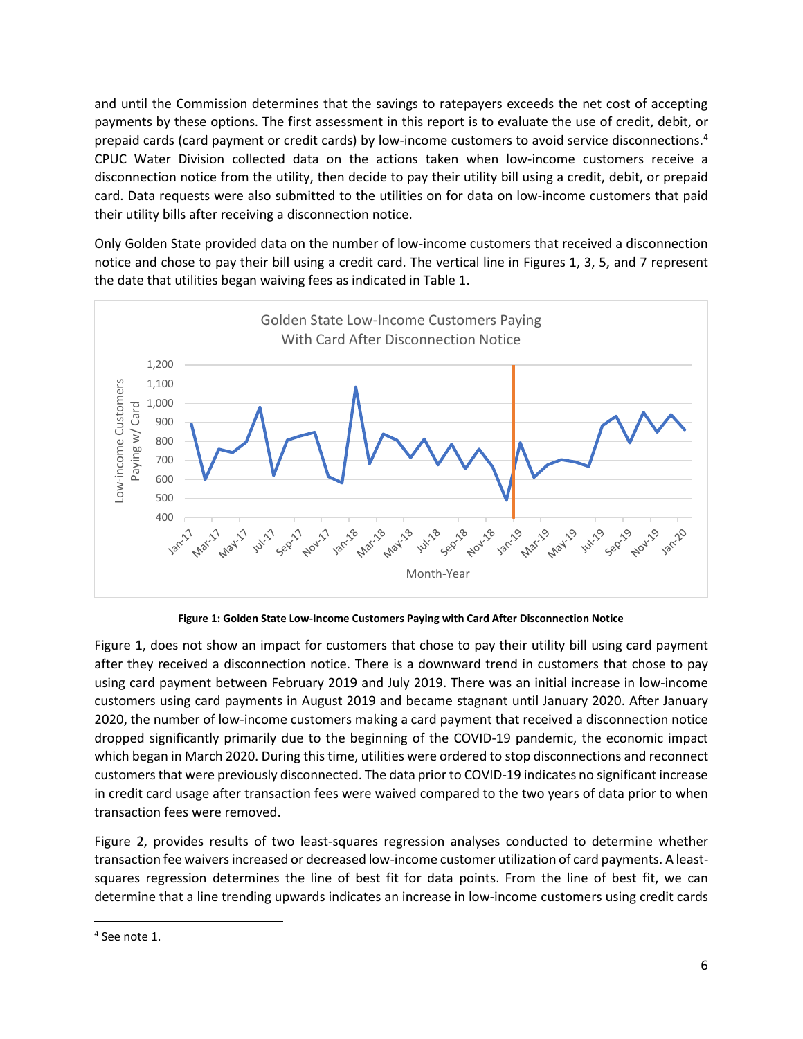and until the Commission determines that the savings to ratepayers exceeds the net cost of accepting payments by these options. The first assessment in this report is to evaluate the use of credit, debit, or prepaid cards (card payment or credit cards) by low-income customers to avoid service disconnections.[4] CPUC Water Division collected data on the actions taken when low-income customers receive a disconnection notice from the utility, then decide to pay their utility bill using a credit, debit, or prepaid card. Data requests were also submitted to the utilities on for data on low-income customers that paid their utility bills after receiving a disconnection notice.

Only Golden State provided data on the number of low-income customers that received a disconnection notice and chose to pay their bill using a credit card. The vertical line in Figures 1, 3, 5, and 7 represent the date that utilities began waiving fees as indicated in Table 1.

**Figure 1: Golden State Low-Income Customers Paying with Card After Disconnection Notice**

Figure 1, does not show an impact for customers that chose to pay their utility bill using card payment after they received a disconnection notice. There is a downward trend in customers that chose to pay using card payment between February 2019 and July 2019. There was an initial increase in low-income customers using card payments in August 2019 and became stagnant until January 2020. After January 2020, the number of low-income customers making a card payment that received a disconnection notice dropped significantly primarily due to the beginning of the COVID-19 pandemic, the economic impact which began in March 2020. During this time, utilities were ordered to stop disconnections and reconnect customers that were previously disconnected. The data prior to COVID-19 indicates no significant increase in credit card usage after transaction fees were waived compared to the two years of data prior to when transaction fees were removed.

Figure 2, provides results of two least-squares regression analyses conducted to determine whether transaction fee waivers increased or decreased low-income customer utilization of card payments. A least-squares regression determines the line of best fit for data points. From the line of best fit, we can determine that a line trending upwards indicates an increase in low-income customers using credit cards

[4] See note 1.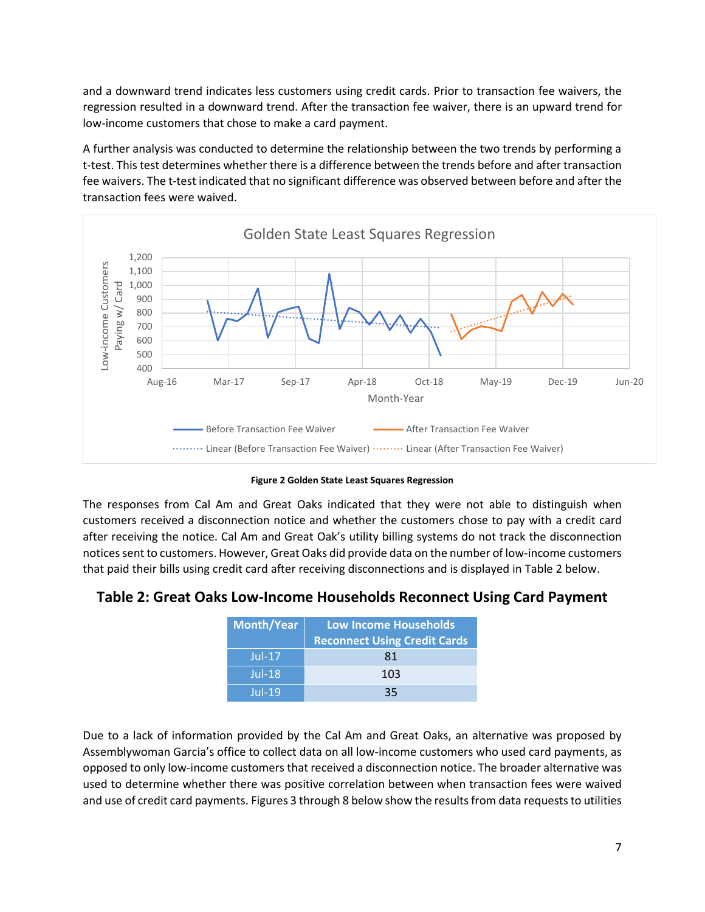and a downward trend indicates less customers using credit cards. Prior to transaction fee waivers, the regression resulted in a downward trend. After the transaction fee waiver, there is an upward trend for low-income customers that chose to make a card payment.

A further analysis was conducted to determine the relationship between the two trends by performing a t-test. This test determines whether there is a difference between the trends before and after transaction fee waivers. The t-test indicated that no significant difference was observed between before and after the transaction fees were waived.

**Figure 2 Golden State Least Squares Regression**

The responses from Cal Am and Great Oaks indicated that they were not able to distinguish when customers received a disconnection notice and whether the customers chose to pay with a credit card after receiving the notice. Cal Am and Great Oak's utility billing systems do not track the disconnection notices sent to customers. However, Great Oaks did provide data on the number of low-income customers that paid their bills using credit card after receiving disconnections and is displayed in Table 2 below.

## Table 2: Great Oaks Low-Income Households Reconnect Using Card Payment

| Month/Year | Low Income Households Reconnect Using Credit Cards |
|---|---|
| Jul-17 | 81 |
| Jul-18 | 103 |
| Jul-19 | 35 |

Due to a lack of information provided by the Cal Am and Great Oaks, an alternative was proposed by Assemblywoman Garcia's office to collect data on all low-income customers who used card payments, as opposed to only low-income customers that received a disconnection notice. The broader alternative was used to determine whether there was positive correlation between when transaction fees were waived and use of credit card payments. Figures 3 through 8 below show the results from data requests to utilities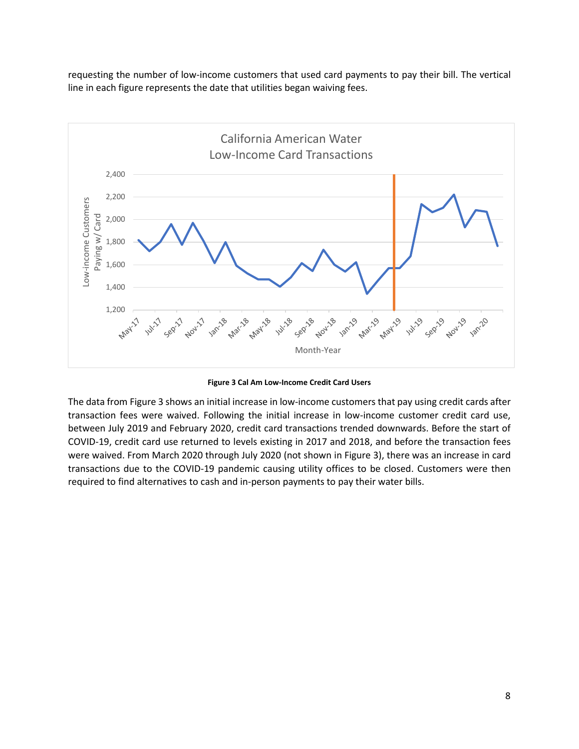requesting the number of low-income customers that used card payments to pay their bill. The vertical line in each figure represents the date that utilities began waiving fees.

**Figure 3 Cal Am Low-Income Credit Card Users**

The data from Figure 3 shows an initial increase in low-income customers that pay using credit cards after transaction fees were waived. Following the initial increase in low-income customer credit card use, between July 2019 and February 2020, credit card transactions trended downwards. Before the start of COVID-19, credit card use returned to levels existing in 2017 and 2018, and before the transaction fees were waived. From March 2020 through July 2020 (not shown in Figure 3), there was an increase in card transactions due to the COVID-19 pandemic causing utility offices to be closed. Customers were then required to find alternatives to cash and in-person payments to pay their water bills.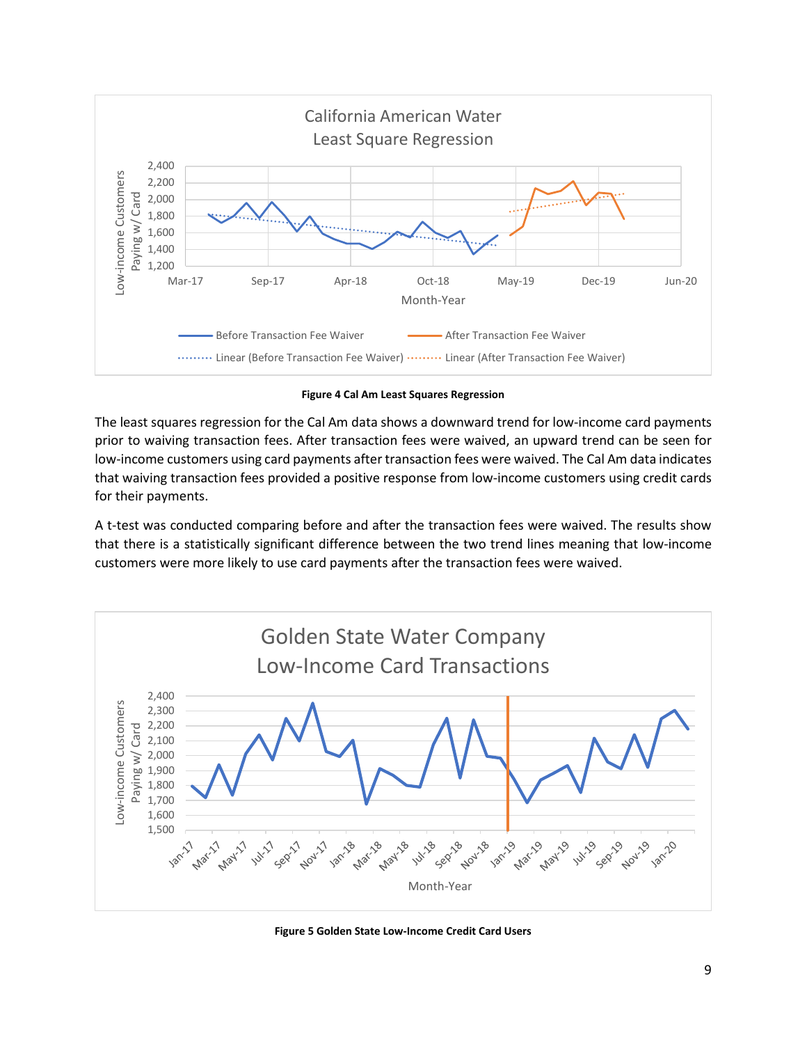**Figure 4 Cal Am Least Squares Regression**

The least squares regression for the Cal Am data shows a downward trend for low-income card payments prior to waiving transaction fees. After transaction fees were waived, an upward trend can be seen for low-income customers using card payments after transaction fees were waived. The Cal Am data indicates that waiving transaction fees provided a positive response from low-income customers using credit cards for their payments.

A t-test was conducted comparing before and after the transaction fees were waived. The results show that there is a statistically significant difference between the two trend lines meaning that low-income customers were more likely to use card payments after the transaction fees were waived.

**Figure 5 Golden State Low-Income Credit Card Users**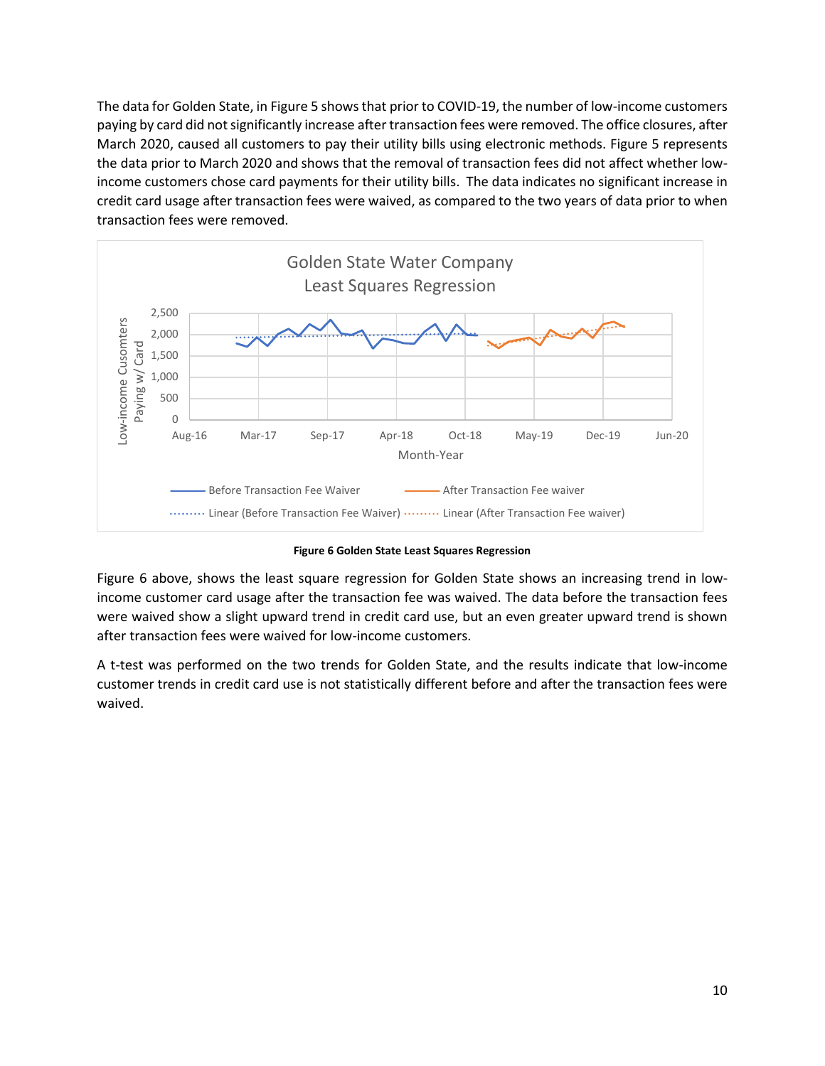The data for Golden State, in Figure 5 shows that prior to COVID-19, the number of low-income customers paying by card did not significantly increase after transaction fees were removed. The office closures, after March 2020, caused all customers to pay their utility bills using electronic methods. Figure 5 represents the data prior to March 2020 and shows that the removal of transaction fees did not affect whether low-income customers chose card payments for their utility bills. The data indicates no significant increase in credit card usage after transaction fees were waived, as compared to the two years of data prior to when transaction fees were removed.

**Figure 6 Golden State Least Squares Regression**

Figure 6 above, shows the least square regression for Golden State shows an increasing trend in low-income customer card usage after the transaction fee was waived. The data before the transaction fees were waived show a slight upward trend in credit card use, but an even greater upward trend is shown after transaction fees were waived for low-income customers.

A t-test was performed on the two trends for Golden State, and the results indicate that low-income customer trends in credit card use is not statistically different before and after the transaction fees were waived.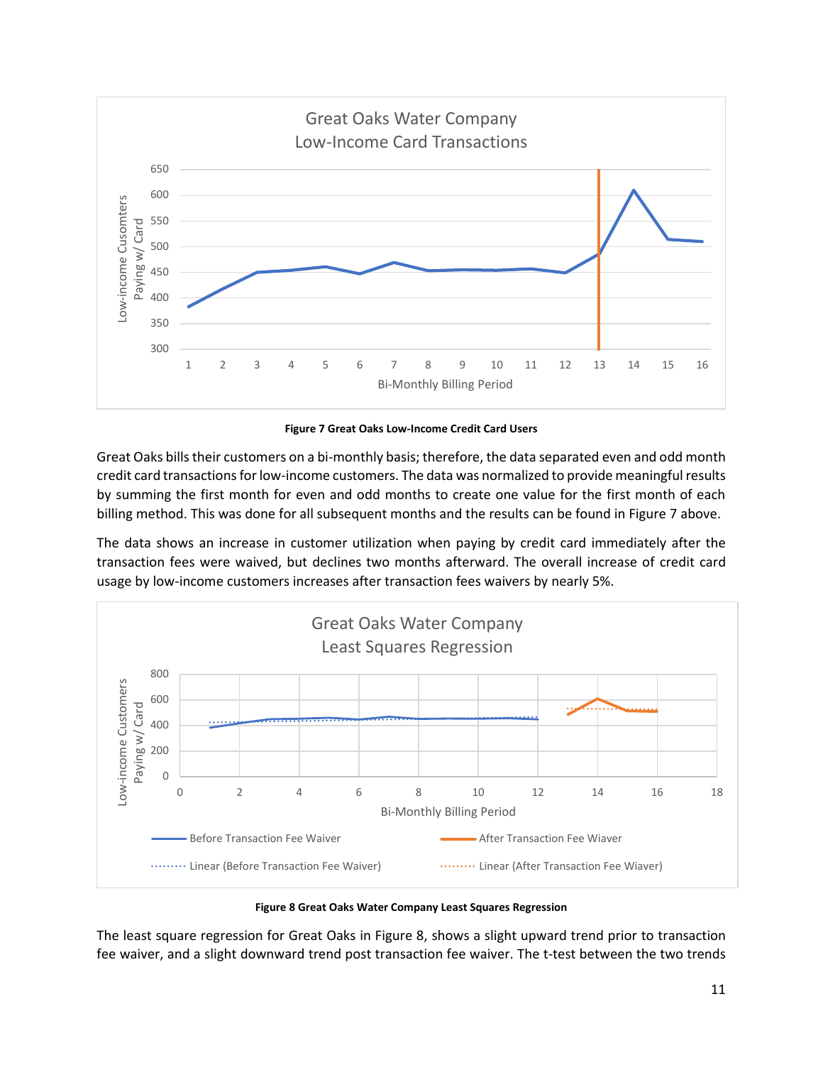**Figure 7 Great Oaks Low-Income Credit Card Users**

Great Oaks bills their customers on a bi-monthly basis; therefore, the data separated even and odd month credit card transactions for low-income customers. The data was normalized to provide meaningful results by summing the first month for even and odd months to create one value for the first month of each billing method. This was done for all subsequent months and the results can be found in Figure 7 above.

The data shows an increase in customer utilization when paying by credit card immediately after the transaction fees were waived, but declines two months afterward. The overall increase of credit card usage by low-income customers increases after transaction fees waivers by nearly 5%.

**Figure 8 Great Oaks Water Company Least Squares Regression**

The least square regression for Great Oaks in Figure 8, shows a slight upward trend prior to transaction fee waiver, and a slight downward trend post transaction fee waiver. The t-test between the two trends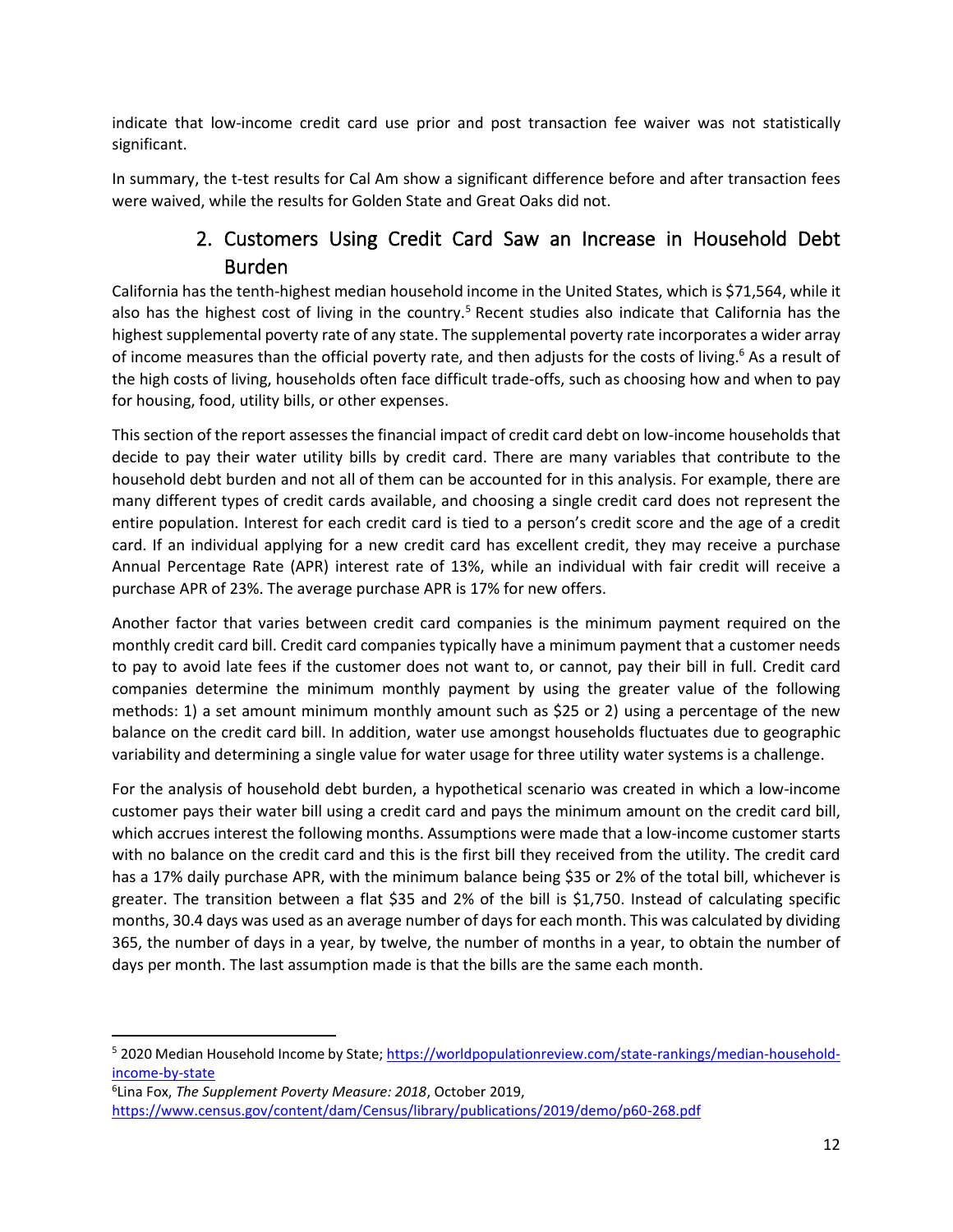indicate that low-income credit card use prior and post transaction fee waiver was not statistically significant.

In summary, the t-test results for Cal Am show a significant difference before and after transaction fees were waived, while the results for Golden State and Great Oaks did not.

## 2. Customers Using Credit Card Saw an Increase in Household Debt Burden

California has the tenth-highest median household income in the United States, which is $71,564, while it also has the highest cost of living in the country.[5] Recent studies also indicate that California has the highest supplemental poverty rate of any state. The supplemental poverty rate incorporates a wider array of income measures than the official poverty rate, and then adjusts for the costs of living.[6] As a result of the high costs of living, households often face difficult trade-offs, such as choosing how and when to pay for housing, food, utility bills, or other expenses.

This section of the report assesses the financial impact of credit card debt on low-income households that decide to pay their water utility bills by credit card. There are many variables that contribute to the household debt burden and not all of them can be accounted for in this analysis. For example, there are many different types of credit cards available, and choosing a single credit card does not represent the entire population. Interest for each credit card is tied to a person's credit score and the age of a credit card. If an individual applying for a new credit card has excellent credit, they may receive a purchase Annual Percentage Rate (APR) interest rate of 13%, while an individual with fair credit will receive a purchase APR of 23%. The average purchase APR is 17% for new offers.

Another factor that varies between credit card companies is the minimum payment required on the monthly credit card bill. Credit card companies typically have a minimum payment that a customer needs to pay to avoid late fees if the customer does not want to, or cannot, pay their bill in full. Credit card companies determine the minimum monthly payment by using the greater value of the following methods: 1) a set amount minimum monthly amount such as $25 or 2) using a percentage of the new balance on the credit card bill. In addition, water use amongst households fluctuates due to geographic variability and determining a single value for water usage for three utility water systems is a challenge.

For the analysis of household debt burden, a hypothetical scenario was created in which a low-income customer pays their water bill using a credit card and pays the minimum amount on the credit card bill, which accrues interest the following months. Assumptions were made that a low-income customer starts with no balance on the credit card and this is the first bill they received from the utility. The credit card has a 17% daily purchase APR, with the minimum balance being $35 or 2% of the total bill, whichever is greater. The transition between a flat $35 and 2% of the bill is $1,750. Instead of calculating specific months, 30.4 days was used as an average number of days for each month. This was calculated by dividing 365, the number of days in a year, by twelve, the number of months in a year, to obtain the number of days per month. The last assumption made is that the bills are the same each month.

---

[5] 2020 Median Household Income by State; https://worldpopulationreview.com/state-rankings/median-household-income-by-state

[6] Lina Fox, *The Supplement Poverty Measure: 2018*, October 2019, https://www.census.gov/content/dam/Census/library/publications/2019/demo/p60-268.pdf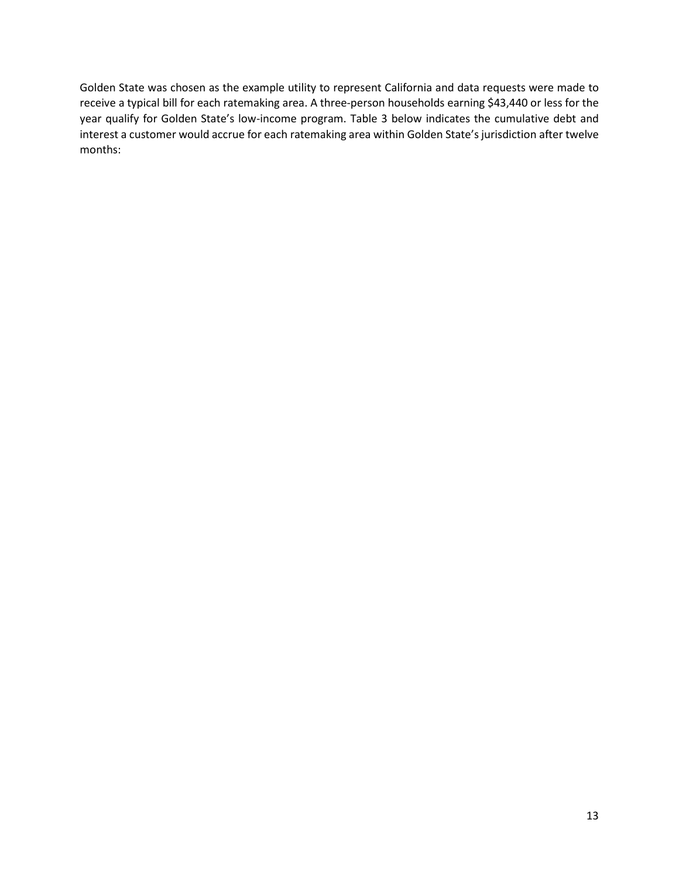Golden State was chosen as the example utility to represent California and data requests were made to receive a typical bill for each ratemaking area. A three-person households earning $43,440 or less for the year qualify for Golden State's low-income program. Table 3 below indicates the cumulative debt and interest a customer would accrue for each ratemaking area within Golden State's jurisdiction after twelve months: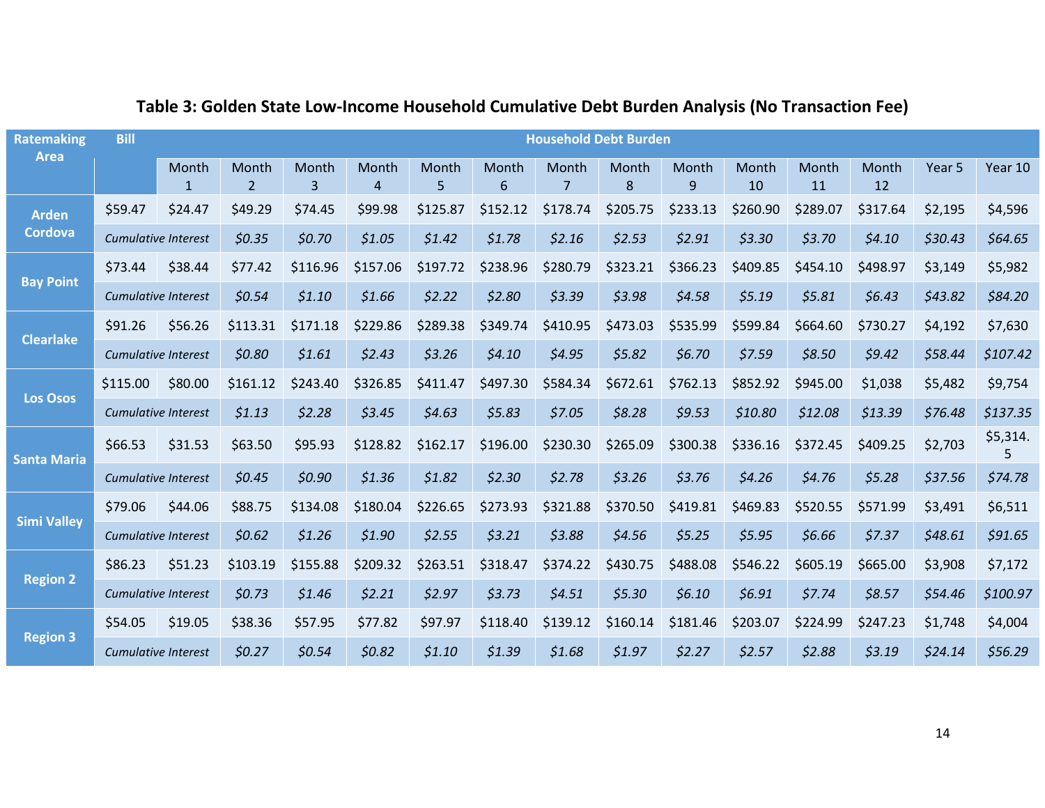## Table 3: Golden State Low-Income Household Cumulative Debt Burden Analysis (No Transaction Fee)

| Ratemaking Area | Bill | Household Debt Burden | | | | | | | | | | | | | |
|---|---|---|---|---|---|---|---|---|---|---|---|---|---|---|---|
| | | Month 1 | Month 2 | Month 3 | Month 4 | Month 5 | Month 6 | Month 7 | Month 8 | Month 9 | Month 10 | Month 11 | Month 12 | Year 5 | Year 10 |
| **Arden Cordova** | $59.47 | $24.47 | $49.29 | $74.45 | $99.98 | $125.87 | $152.12 | $178.74 | $205.75 | $233.13 | $260.90 | $289.07 | $317.64 | $2,195 | $4,596 |
| | *Cumulative Interest* | | *$0.35* | *$0.70* | *$1.05* | *$1.42* | *$1.78* | *$2.16* | *$2.53* | *$2.91* | *$3.30* | *$3.70* | *$4.10* | *$30.43* | *$64.65* |
| **Bay Point** | $73.44 | $38.44 | $77.42 | $116.96 | $157.06 | $197.72 | $238.96 | $280.79 | $323.21 | $366.23 | $409.85 | $454.10 | $498.97 | $3,149 | $5,982 |
| | *Cumulative Interest* | | *$0.54* | *$1.10* | *$1.66* | *$2.22* | *$2.80* | *$3.39* | *$3.98* | *$4.58* | *$5.19* | *$5.81* | *$6.43* | *$43.82* | *$84.20* |
| **Clearlake** | $91.26 | $56.26 | $113.31 | $171.18 | $229.86 | $289.38 | $349.74 | $410.95 | $473.03 | $535.99 | $599.84 | $664.60 | $730.27 | $4,192 | $7,630 |
| | *Cumulative Interest* | | *$0.80* | *$1.61* | *$2.43* | *$3.26* | *$4.10* | *$4.95* | *$5.82* | *$6.70* | *$7.59* | *$8.50* | *$9.42* | *$58.44* | *$107.42* |
| **Los Osos** | $115.00 | $80.00 | $161.12 | $243.40 | $326.85 | $411.47 | $497.30 | $584.34 | $672.61 | $762.13 | $852.92 | $945.00 | $1,038 | $5,482 | $9,754 |
| | *Cumulative Interest* | | *$1.13* | *$2.28* | *$3.45* | *$4.63* | *$5.83* | *$7.05* | *$8.28* | *$9.53* | *$10.80* | *$12.08* | *$13.39* | *$76.48* | *$137.35* |
| **Santa Maria** | $66.53 | $31.53 | $63.50 | $95.93 | $128.82 | $162.17 | $196.00 | $230.30 | $265.09 | $300.38 | $336.16 | $372.45 | $409.25 | $2,703 | $5,314.5 |
| | *Cumulative Interest* | | *$0.45* | *$0.90* | *$1.36* | *$1.82* | *$2.30* | *$2.78* | *$3.26* | *$3.76* | *$4.26* | *$4.76* | *$5.28* | *$37.56* | *$74.78* |
| **Simi Valley** | $79.06 | $44.06 | $88.75 | $134.08 | $180.04 | $226.65 | $273.93 | $321.88 | $370.50 | $419.81 | $469.83 | $520.55 | $571.99 | $3,491 | $6,511 |
| | *Cumulative Interest* | | *$0.62* | *$1.26* | *$1.90* | *$2.55* | *$3.21* | *$3.88* | *$4.56* | *$5.25* | *$5.95* | *$6.66* | *$7.37* | *$48.61* | *$91.65* |
| **Region 2** | $86.23 | $51.23 | $103.19 | $155.88 | $209.32 | $263.51 | $318.47 | $374.22 | $430.75 | $488.08 | $546.22 | $605.19 | $665.00 | $3,908 | $7,172 |
| | *Cumulative Interest* | | *$0.73* | *$1.46* | *$2.21* | *$2.97* | *$3.73* | *$4.51* | *$5.30* | *$6.10* | *$6.91* | *$7.74* | *$8.57* | *$54.46* | *$100.97* |
| **Region 3** | $54.05 | $19.05 | $38.36 | $57.95 | $77.82 | $97.97 | $118.40 | $139.12 | $160.14 | $181.46 | $203.07 | $224.99 | $247.23 | $1,748 | $4,004 |
| | *Cumulative Interest* | | *$0.27* | *$0.54* | *$0.82* | *$1.10* | *$1.39* | *$1.68* | *$1.97* | *$2.27* | *$2.57* | *$2.88* | *$3.19* | *$24.14* | *$56.29* |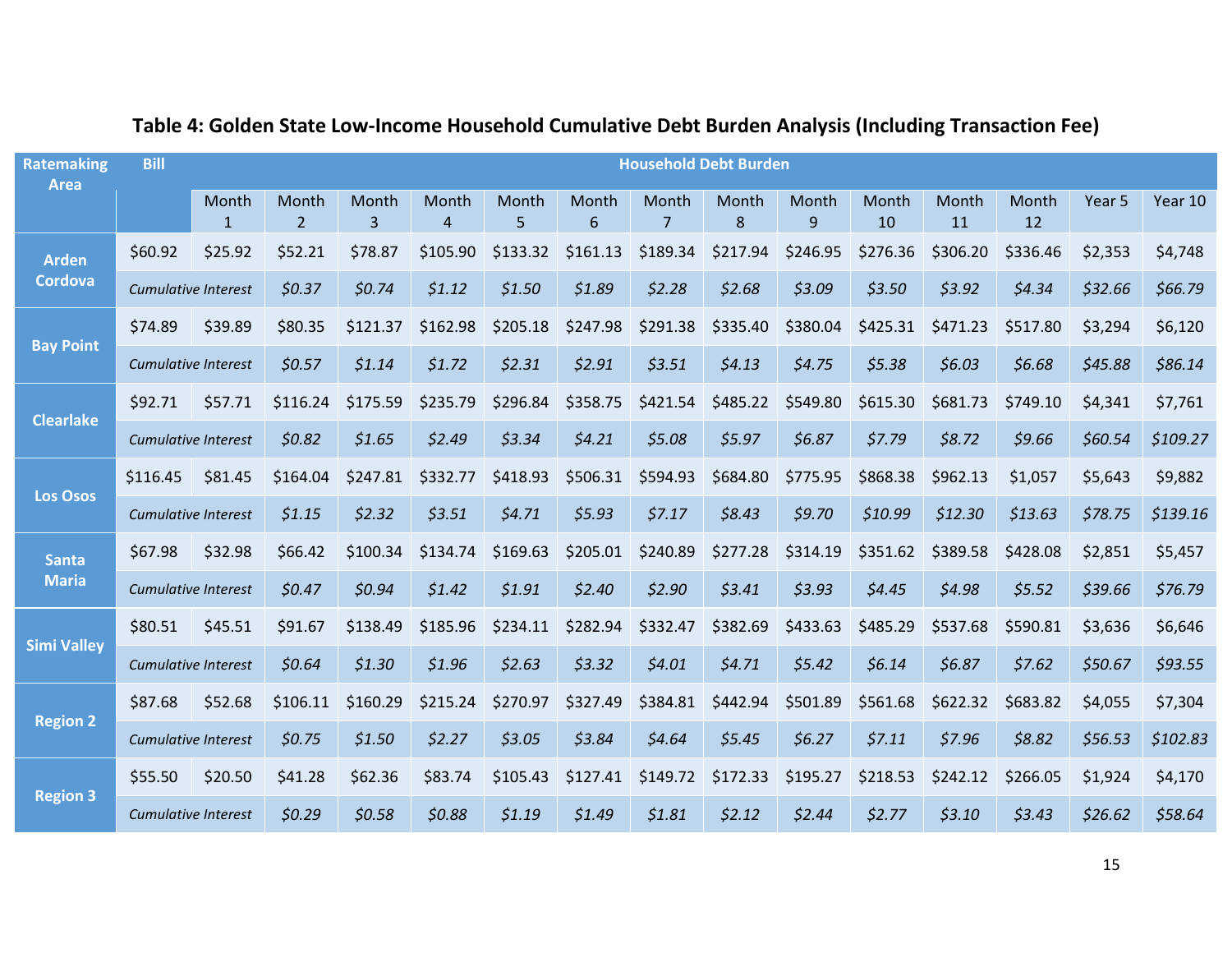## Table 4: Golden State Low-Income Household Cumulative Debt Burden Analysis (Including Transaction Fee)

| Ratemaking Area | Bill | Household Debt Burden | | | | | | | | | | | | | |
|---|---|---|---|---|---|---|---|---|---|---|---|---|---|---|---|
| | | Month 1 | Month 2 | Month 3 | Month 4 | Month 5 | Month 6 | Month 7 | Month 8 | Month 9 | Month 10 | Month 11 | Month 12 | Year 5 | Year 10 |
| **Arden Cordova** | $60.92 | $25.92 | $52.21 | $78.87 | $105.90 | $133.32 | $161.13 | $189.34 | $217.94 | $246.95 | $276.36 | $306.20 | $336.46 | $2,353 | $4,748 |
| | *Cumulative Interest* | | *$0.37* | *$0.74* | *$1.12* | *$1.50* | *$1.89* | *$2.28* | *$2.68* | *$3.09* | *$3.50* | *$3.92* | *$4.34* | *$32.66* | *$66.79* |
| **Bay Point** | $74.89 | $39.89 | $80.35 | $121.37 | $162.98 | $205.18 | $247.98 | $291.38 | $335.40 | $380.04 | $425.31 | $471.23 | $517.80 | $3,294 | $6,120 |
| | *Cumulative Interest* | | *$0.57* | *$1.14* | *$1.72* | *$2.31* | *$2.91* | *$3.51* | *$4.13* | *$4.75* | *$5.38* | *$6.03* | *$6.68* | *$45.88* | *$86.14* |
| **Clearlake** | $92.71 | $57.71 | $116.24 | $175.59 | $235.79 | $296.84 | $358.75 | $421.54 | $485.22 | $549.80 | $615.30 | $681.73 | $749.10 | $4,341 | $7,761 |
| | *Cumulative Interest* | | *$0.82* | *$1.65* | *$2.49* | *$3.34* | *$4.21* | *$5.08* | *$5.97* | *$6.87* | *$7.79* | *$8.72* | *$9.66* | *$60.54* | *$109.27* |
| **Los Osos** | $116.45 | $81.45 | $164.04 | $247.81 | $332.77 | $418.93 | $506.31 | $594.93 | $684.80 | $775.95 | $868.38 | $962.13 | $1,057 | $5,643 | $9,882 |
| | *Cumulative Interest* | | *$1.15* | *$2.32* | *$3.51* | *$4.71* | *$5.93* | *$7.17* | *$8.43* | *$9.70* | *$10.99* | *$12.30* | *$13.63* | *$78.75* | *$139.16* |
| **Santa Maria** | $67.98 | $32.98 | $66.42 | $100.34 | $134.74 | $169.63 | $205.01 | $240.89 | $277.28 | $314.19 | $351.62 | $389.58 | $428.08 | $2,851 | $5,457 |
| | *Cumulative Interest* | | *$0.47* | *$0.94* | *$1.42* | *$1.91* | *$2.40* | *$2.90* | *$3.41* | *$3.93* | *$4.45* | *$4.98* | *$5.52* | *$39.66* | *$76.79* |
| **Simi Valley** | $80.51 | $45.51 | $91.67 | $138.49 | $185.96 | $234.11 | $282.94 | $332.47 | $382.69 | $433.63 | $485.29 | $537.68 | $590.81 | $3,636 | $6,646 |
| | *Cumulative Interest* | | *$0.64* | *$1.30* | *$1.96* | *$2.63* | *$3.32* | *$4.01* | *$4.71* | *$5.42* | *$6.14* | *$6.87* | *$7.62* | *$50.67* | *$93.55* |
| **Region 2** | $87.68 | $52.68 | $106.11 | $160.29 | $215.24 | $270.97 | $327.49 | $384.81 | $442.94 | $501.89 | $561.68 | $622.32 | $683.82 | $4,055 | $7,304 |
| | *Cumulative Interest* | | *$0.75* | *$1.50* | *$2.27* | *$3.05* | *$3.84* | *$4.64* | *$5.45* | *$6.27* | *$7.11* | *$7.96* | *$8.82* | *$56.53* | *$102.83* |
| **Region 3** | $55.50 | $20.50 | $41.28 | $62.36 | $83.74 | $105.43 | $127.41 | $149.72 | $172.33 | $195.27 | $218.53 | $242.12 | $266.05 | $1,924 | $4,170 |
| | *Cumulative Interest* | | *$0.29* | *$0.58* | *$0.88* | *$1.19* | *$1.49* | *$1.81* | *$2.12* | *$2.44* | *$2.77* | *$3.10* | *$3.43* | *$26.62* | *$58.64* |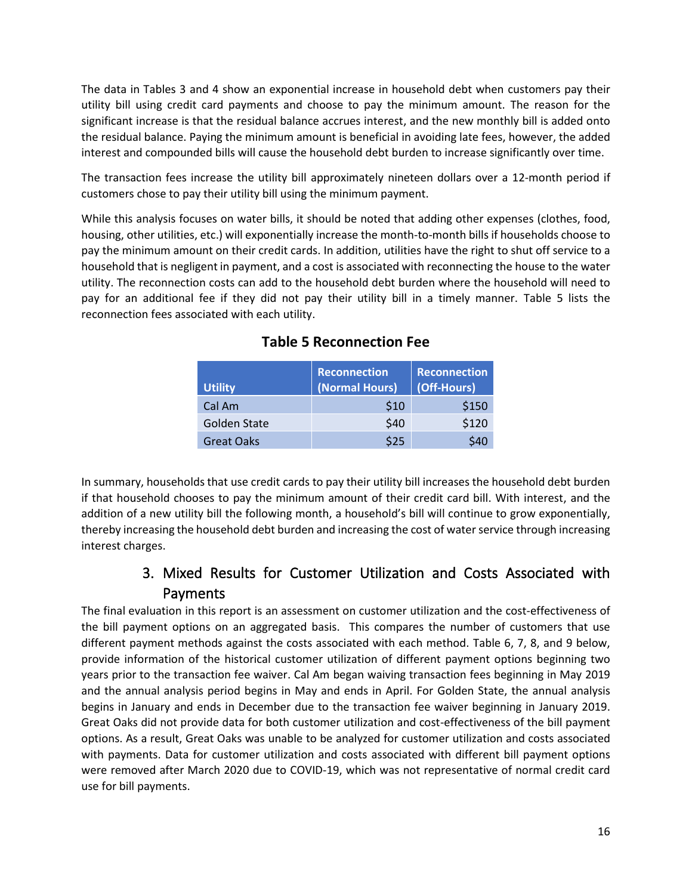The data in Tables 3 and 4 show an exponential increase in household debt when customers pay their utility bill using credit card payments and choose to pay the minimum amount. The reason for the significant increase is that the residual balance accrues interest, and the new monthly bill is added onto the residual balance. Paying the minimum amount is beneficial in avoiding late fees, however, the added interest and compounded bills will cause the household debt burden to increase significantly over time.

The transaction fees increase the utility bill approximately nineteen dollars over a 12-month period if customers chose to pay their utility bill using the minimum payment.

While this analysis focuses on water bills, it should be noted that adding other expenses (clothes, food, housing, other utilities, etc.) will exponentially increase the month-to-month bills if households choose to pay the minimum amount on their credit cards. In addition, utilities have the right to shut off service to a household that is negligent in payment, and a cost is associated with reconnecting the house to the water utility. The reconnection costs can add to the household debt burden where the household will need to pay for an additional fee if they did not pay their utility bill in a timely manner. Table 5 lists the reconnection fees associated with each utility.

**Table 5 Reconnection Fee**

| Utility | Reconnection (Normal Hours) | Reconnection (Off-Hours) |
|---|---:|---:|
| Cal Am | $10 | $150 |
| Golden State | $40 | $120 |
| Great Oaks | $25 | $40 |

In summary, households that use credit cards to pay their utility bill increases the household debt burden if that household chooses to pay the minimum amount of their credit card bill. With interest, and the addition of a new utility bill the following month, a household's bill will continue to grow exponentially, thereby increasing the household debt burden and increasing the cost of water service through increasing interest charges.

## 3. Mixed Results for Customer Utilization and Costs Associated with Payments

The final evaluation in this report is an assessment on customer utilization and the cost-effectiveness of the bill payment options on an aggregated basis. This compares the number of customers that use different payment methods against the costs associated with each method. Table 6, 7, 8, and 9 below, provide information of the historical customer utilization of different payment options beginning two years prior to the transaction fee waiver. Cal Am began waiving transaction fees beginning in May 2019 and the annual analysis period begins in May and ends in April. For Golden State, the annual analysis begins in January and ends in December due to the transaction fee waiver beginning in January 2019. Great Oaks did not provide data for both customer utilization and cost-effectiveness of the bill payment options. As a result, Great Oaks was unable to be analyzed for customer utilization and costs associated with payments. Data for customer utilization and costs associated with different bill payment options were removed after March 2020 due to COVID-19, which was not representative of normal credit card use for bill payments.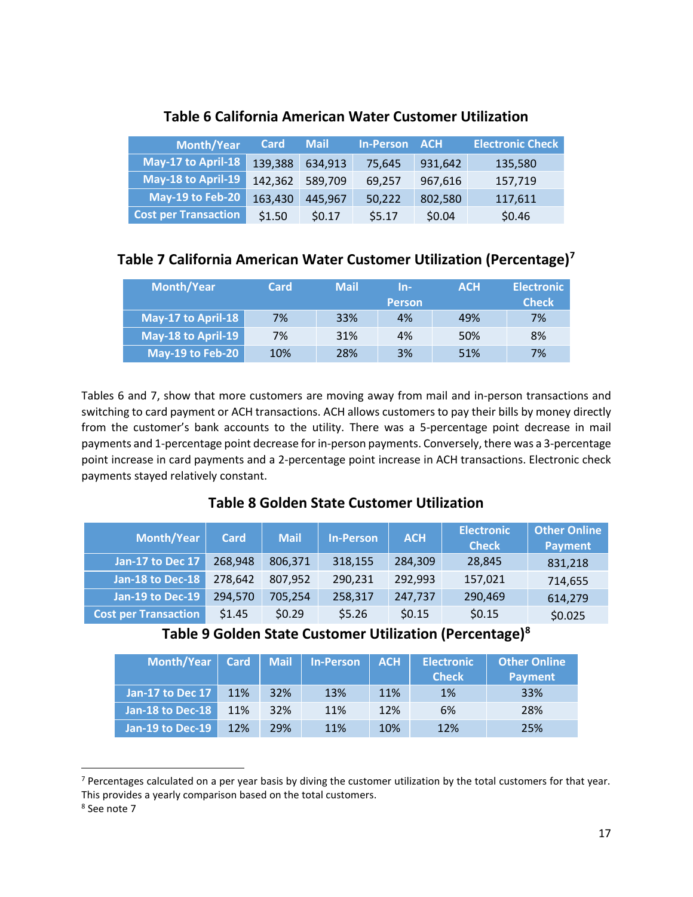### Table 6 California American Water Customer Utilization

| Month/Year | Card | Mail | In-Person | ACH | Electronic Check |
|---|---|---|---|---|---|
| May-17 to April-18 | 139,388 | 634,913 | 75,645 | 931,642 | 135,580 |
| May-18 to April-19 | 142,362 | 589,709 | 69,257 | 967,616 | 157,719 |
| May-19 to Feb-20 | 163,430 | 445,967 | 50,222 | 802,580 | 117,611 |
| Cost per Transaction | $1.50 | $0.17 | $5.17 | $0.04 | $0.46 |

### Table 7 California American Water Customer Utilization (Percentage)[7]

| Month/Year | Card | Mail | In-Person | ACH | Electronic Check |
|---|---|---|---|---|---|
| May-17 to April-18 | 7% | 33% | 4% | 49% | 7% |
| May-18 to April-19 | 7% | 31% | 4% | 50% | 8% |
| May-19 to Feb-20 | 10% | 28% | 3% | 51% | 7% |

Tables 6 and 7, show that more customers are moving away from mail and in-person transactions and switching to card payment or ACH transactions. ACH allows customers to pay their bills by money directly from the customer's bank accounts to the utility. There was a 5-percentage point decrease in mail payments and 1-percentage point decrease for in-person payments. Conversely, there was a 3-percentage point increase in card payments and a 2-percentage point increase in ACH transactions. Electronic check payments stayed relatively constant.

### Table 8 Golden State Customer Utilization

| Month/Year | Card | Mail | In-Person | ACH | Electronic Check | Other Online Payment |
|---|---|---|---|---|---|---|
| Jan-17 to Dec 17 | 268,948 | 806,371 | 318,155 | 284,309 | 28,845 | 831,218 |
| Jan-18 to Dec-18 | 278,642 | 807,952 | 290,231 | 292,993 | 157,021 | 714,655 |
| Jan-19 to Dec-19 | 294,570 | 705,254 | 258,317 | 247,737 | 290,469 | 614,279 |
| Cost per Transaction | $1.45 | $0.29 | $5.26 | $0.15 | $0.15 | $0.025 |

### Table 9 Golden State Customer Utilization (Percentage)[8]

| Month/Year | Card | Mail | In-Person | ACH | Electronic Check | Other Online Payment |
|---|---|---|---|---|---|---|
| Jan-17 to Dec 17 | 11% | 32% | 13% | 11% | 1% | 33% |
| Jan-18 to Dec-18 | 11% | 32% | 11% | 12% | 6% | 28% |
| Jan-19 to Dec-19 | 12% | 29% | 11% | 10% | 12% | 25% |

---

[7] Percentages calculated on a per year basis by diving the customer utilization by the total customers for that year. This provides a yearly comparison based on the total customers.

[8] See note 7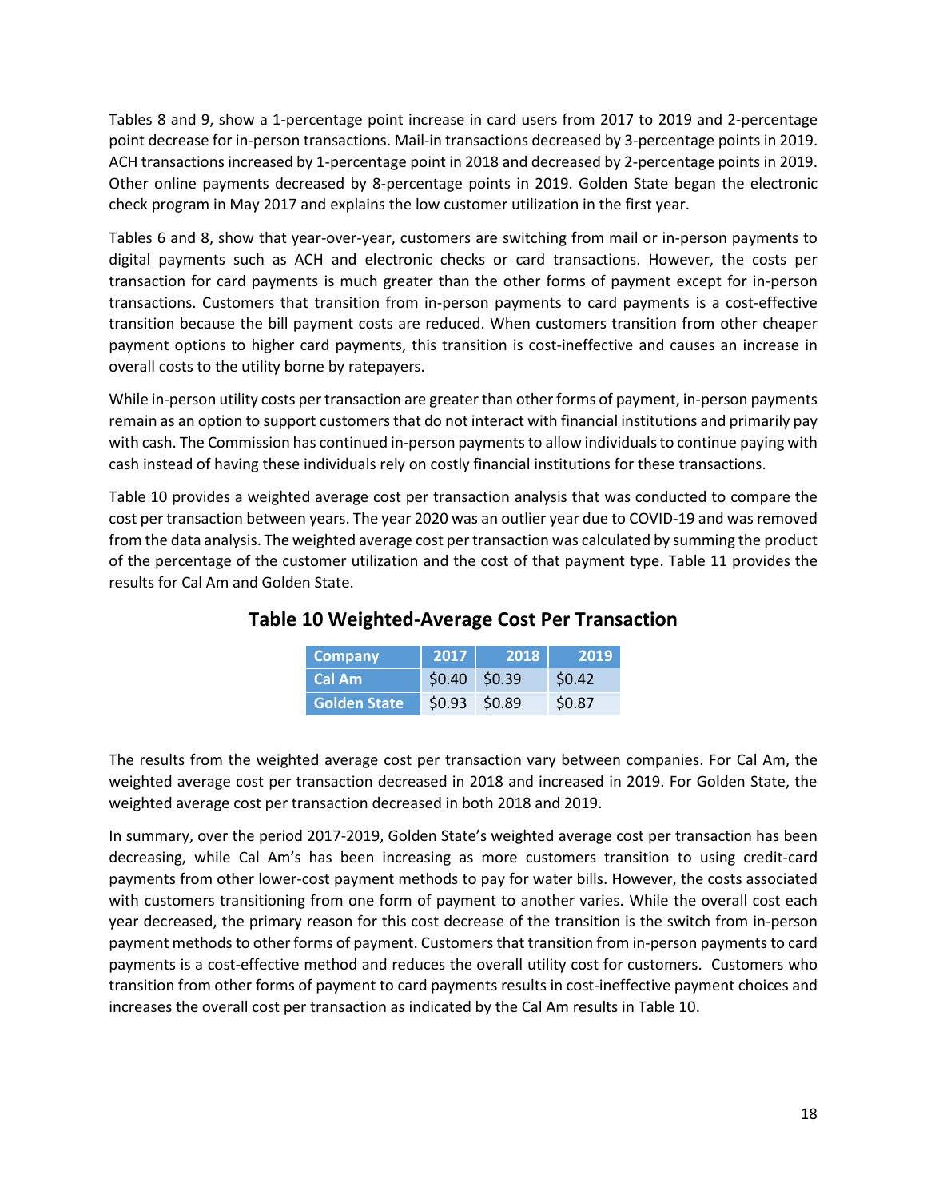Tables 8 and 9, show a 1-percentage point increase in card users from 2017 to 2019 and 2-percentage point decrease for in-person transactions. Mail-in transactions decreased by 3-percentage points in 2019. ACH transactions increased by 1-percentage point in 2018 and decreased by 2-percentage points in 2019. Other online payments decreased by 8-percentage points in 2019. Golden State began the electronic check program in May 2017 and explains the low customer utilization in the first year.

Tables 6 and 8, show that year-over-year, customers are switching from mail or in-person payments to digital payments such as ACH and electronic checks or card transactions. However, the costs per transaction for card payments is much greater than the other forms of payment except for in-person transactions. Customers that transition from in-person payments to card payments is a cost-effective transition because the bill payment costs are reduced. When customers transition from other cheaper payment options to higher card payments, this transition is cost-ineffective and causes an increase in overall costs to the utility borne by ratepayers.

While in-person utility costs per transaction are greater than other forms of payment, in-person payments remain as an option to support customers that do not interact with financial institutions and primarily pay with cash. The Commission has continued in-person payments to allow individuals to continue paying with cash instead of having these individuals rely on costly financial institutions for these transactions.

Table 10 provides a weighted average cost per transaction analysis that was conducted to compare the cost per transaction between years. The year 2020 was an outlier year due to COVID-19 and was removed from the data analysis. The weighted average cost per transaction was calculated by summing the product of the percentage of the customer utilization and the cost of that payment type. Table 11 provides the results for Cal Am and Golden State.

## Table 10 Weighted-Average Cost Per Transaction

| Company | 2017 | 2018 | 2019 |
|---|---|---|---|
| Cal Am | $0.40 | $0.39 | $0.42 |
| Golden State | $0.93 | $0.89 | $0.87 |

The results from the weighted average cost per transaction vary between companies. For Cal Am, the weighted average cost per transaction decreased in 2018 and increased in 2019. For Golden State, the weighted average cost per transaction decreased in both 2018 and 2019.

In summary, over the period 2017-2019, Golden State's weighted average cost per transaction has been decreasing, while Cal Am's has been increasing as more customers transition to using credit-card payments from other lower-cost payment methods to pay for water bills. However, the costs associated with customers transitioning from one form of payment to another varies. While the overall cost each year decreased, the primary reason for this cost decrease of the transition is the switch from in-person payment methods to other forms of payment. Customers that transition from in-person payments to card payments is a cost-effective method and reduces the overall utility cost for customers. Customers who transition from other forms of payment to card payments results in cost-ineffective payment choices and increases the overall cost per transaction as indicated by the Cal Am results in Table 10.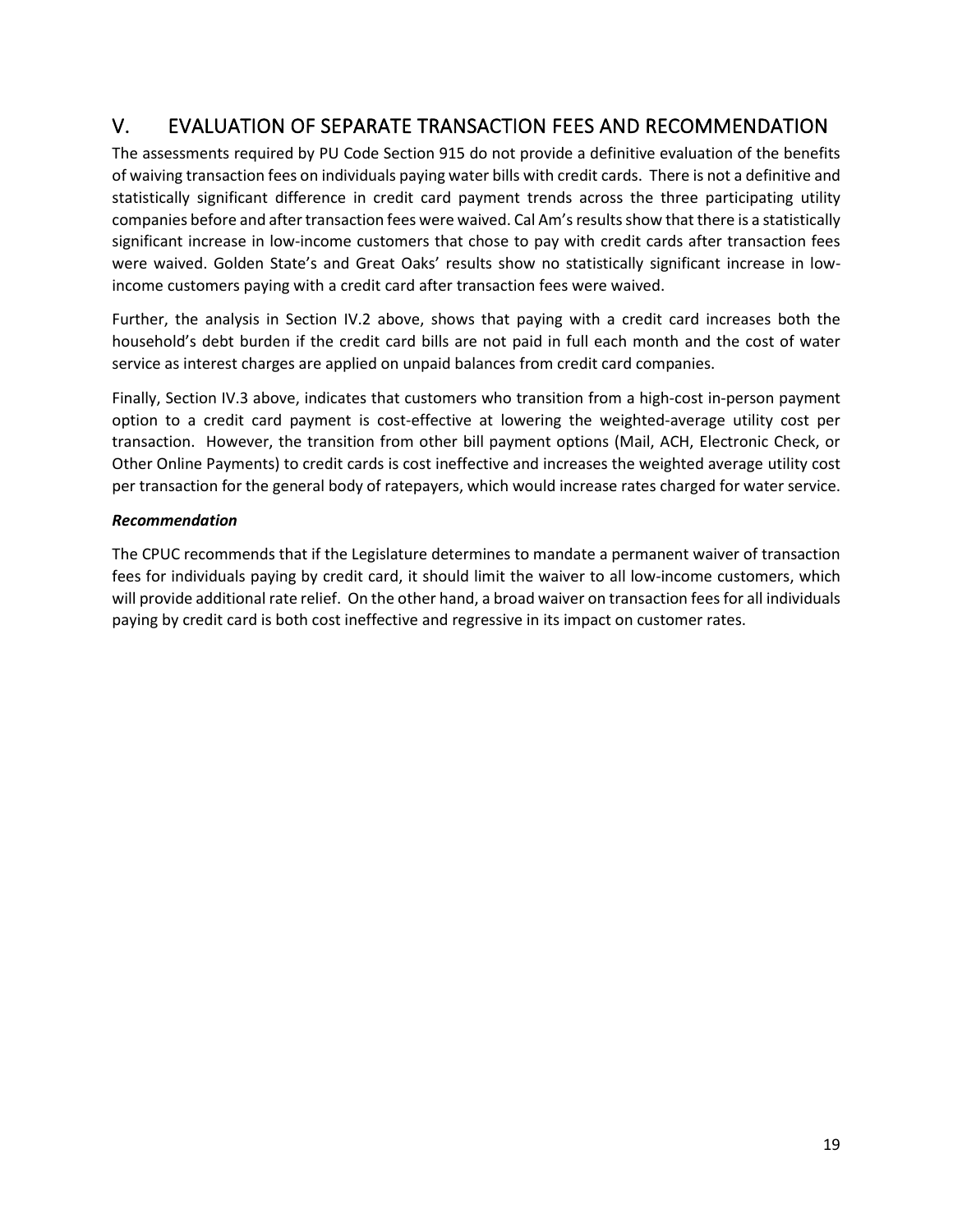## V. EVALUATION OF SEPARATE TRANSACTION FEES AND RECOMMENDATION

The assessments required by PU Code Section 915 do not provide a definitive evaluation of the benefits of waiving transaction fees on individuals paying water bills with credit cards. There is not a definitive and statistically significant difference in credit card payment trends across the three participating utility companies before and after transaction fees were waived. Cal Am's results show that there is a statistically significant increase in low-income customers that chose to pay with credit cards after transaction fees were waived. Golden State's and Great Oaks' results show no statistically significant increase in low-income customers paying with a credit card after transaction fees were waived.

Further, the analysis in Section IV.2 above, shows that paying with a credit card increases both the household's debt burden if the credit card bills are not paid in full each month and the cost of water service as interest charges are applied on unpaid balances from credit card companies.

Finally, Section IV.3 above, indicates that customers who transition from a high-cost in-person payment option to a credit card payment is cost-effective at lowering the weighted-average utility cost per transaction. However, the transition from other bill payment options (Mail, ACH, Electronic Check, or Other Online Payments) to credit cards is cost ineffective and increases the weighted average utility cost per transaction for the general body of ratepayers, which would increase rates charged for water service.

***Recommendation***

The CPUC recommends that if the Legislature determines to mandate a permanent waiver of transaction fees for individuals paying by credit card, it should limit the waiver to all low-income customers, which will provide additional rate relief. On the other hand, a broad waiver on transaction fees for all individuals paying by credit card is both cost ineffective and regressive in its impact on customer rates.